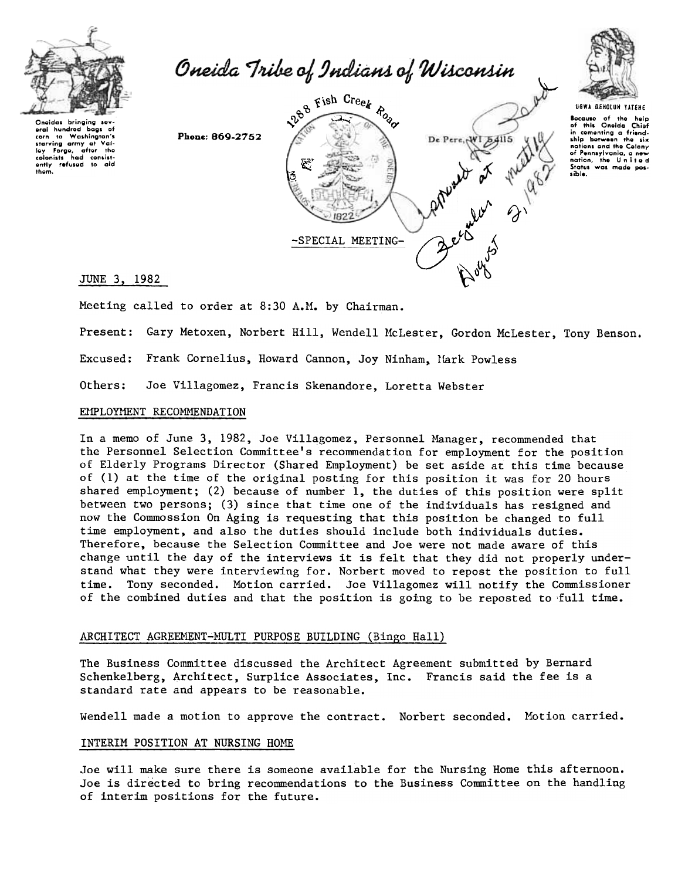# Oneida Tribe of Indians of Wisconsin

Oneidas bringing several hundred bags of corn to Washington's starving army at Valley Forge, after the colonists had consistently refused to aid them.

Phone: 869-2752

1288 Fish Creek Road
De Pere, WI 54115

UGWA DEHOLUH YATEHE

Because of the help of this Oneida Chief in cementing a friendship between the six nations and the Colony of Pennsylvania, a new nation, the United States was made possible.

Approved As Read at Regular meeting August 2, 1982

-SPECIAL MEETING-

JUNE 3, 1982

Meeting called to order at 8:30 A.M. by Chairman.

Present: Gary Metoxen, Norbert Hill, Wendell McLester, Gordon McLester, Tony Benson.

Excused: Frank Cornelius, Howard Cannon, Joy Ninham, Mark Powless

Others: Joe Villagomez, Francis Skenandore, Loretta Webster

## EMPLOYMENT RECOMMENDATION

In a memo of June 3, 1982, Joe Villagomez, Personnel Manager, recommended that the Personnel Selection Committee's recommendation for employment for the position of Elderly Programs Director (Shared Employment) be set aside at this time because of (1) at the time of the original posting for this position it was for 20 hours shared employment; (2) because of number 1, the duties of this position were split between two persons; (3) since that time one of the individuals has resigned and now the Commossion On Aging is requesting that this position be changed to full time employment, and also the duties should include both individuals duties. Therefore, because the Selection Committee and Joe were not made aware of this change until the day of the interviews it is felt that they did not properly understand what they were interviewing for. Norbert moved to repost the position to full time. Tony seconded. Motion carried. Joe Villagomez will notify the Commissioner of the combined duties and that the position is going to be reposted to full time.

## ARCHITECT AGREEMENT-MULTI PURPOSE BUILDING (Bingo Hall)

The Business Committee discussed the Architect Agreement submitted by Bernard Schenkelberg, Architect, Surplice Associates, Inc. Francis said the fee is a standard rate and appears to be reasonable.

Wendell made a motion to approve the contract. Norbert seconded. Motion carried.

## INTERIM POSITION AT NURSING HOME

Joe will make sure there is someone available for the Nursing Home this afternoon. Joe is directed to bring recommendations to the Business Committee on the handling of interim positions for the future.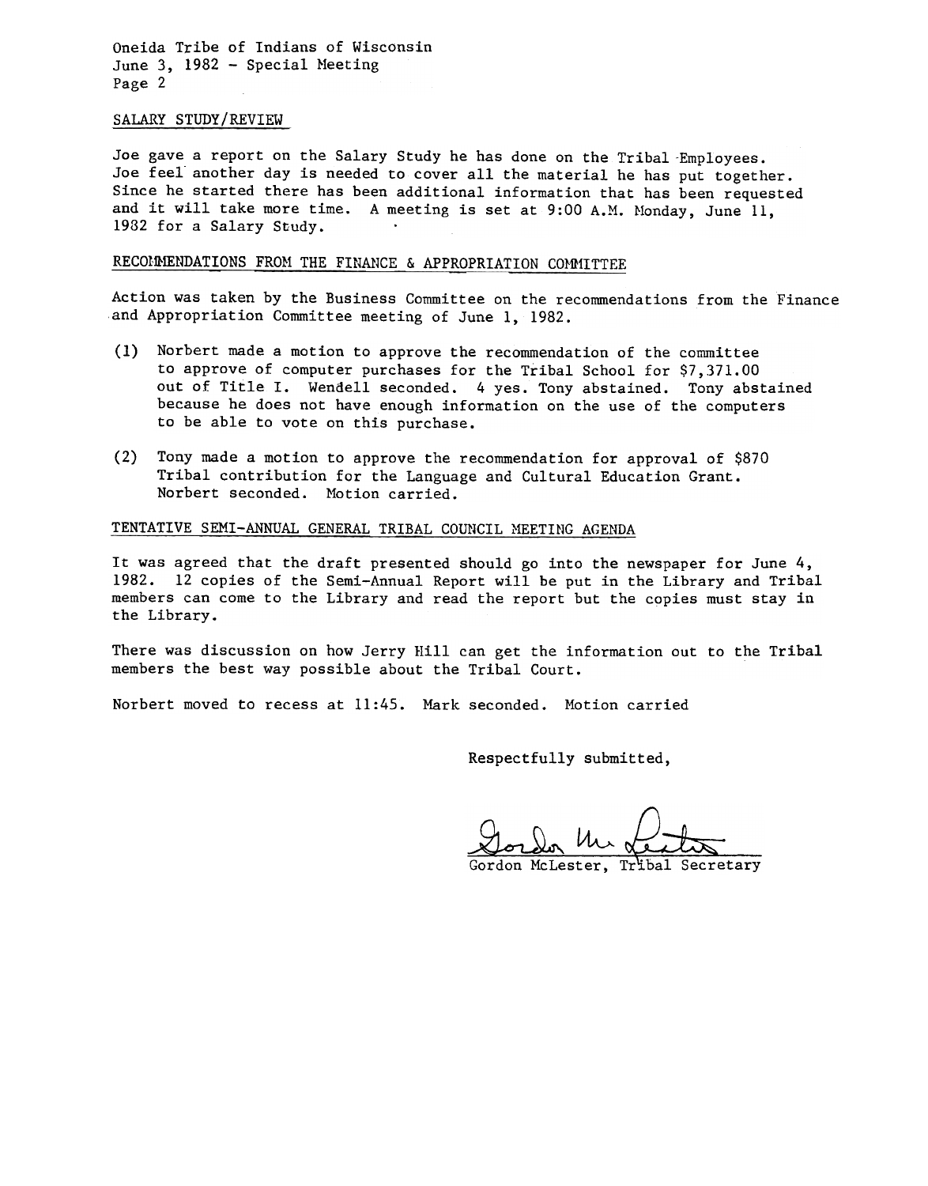## SALARY STUDY/REVIEW

Joe gave a report on the Salary Study he has done on the Tribal Employees. Joe feel another day is needed to cover all the material he has put together. Since he started there has been additional information that has been requested and it will take more time. A meeting is set at 9:00 A.M. Monday, June 11, 1982 for a Salary Study.

## RECOMMENDATIONS FROM THE FINANCE & APPROPRIATION COMMITTEE

Action was taken by the Business Committee on the recommendations from the Finance and Appropriation Committee meeting of June 1, 1982.

(1) Norbert made a motion to approve the recommendation of the committee to approve of computer purchases for the Tribal School for $7,371.00 out of Title I. Wendell seconded. 4 yes. Tony abstained. Tony abstained because he does not have enough information on the use of the computers to be able to vote on this purchase.

(2) Tony made a motion to approve the recommendation for approval of $870 Tribal contribution for the Language and Cultural Education Grant. Norbert seconded. Motion carried.

## TENTATIVE SEMI-ANNUAL GENERAL TRIBAL COUNCIL MEETING AGENDA

It was agreed that the draft presented should go into the newspaper for June 4, 1982. 12 copies of the Semi-Annual Report will be put in the Library and Tribal members can come to the Library and read the report but the copies must stay in the Library.

There was discussion on how Jerry Hill can get the information out to the Tribal members the best way possible about the Tribal Court.

Norbert moved to recess at 11:45. Mark seconded. Motion carried

Respectfully submitted,

Gordon McLester, Tribal Secretary